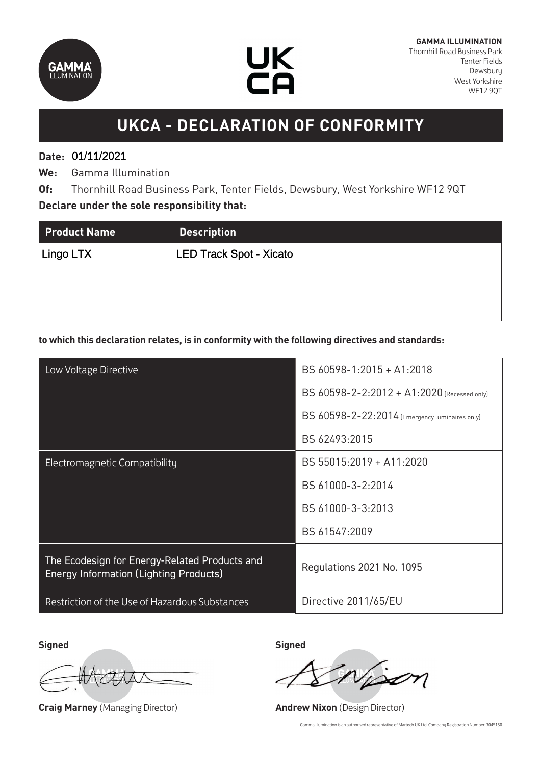**GAMMA ILLUMINATION**
Thornhill Road Business Park
Tenter Fields
Dewsbury
West Yorkshire
WF12 9QT

# UKCA - DECLARATION OF CONFORMITY

**Date:** 01/11/2021

**We:** Gamma Illumination

**Of:** Thornhill Road Business Park, Tenter Fields, Dewsbury, West Yorkshire WF12 9QT

**Declare under the sole responsibility that:**

| Product Name | Description |
|---|---|
| Lingo LTX | LED Track Spot - Xicato |

**to which this declaration relates, is in conformity with the following directives and standards:**

| | |
|---|---|
| Low Voltage Directive | BS 60598-1:2015 + A1:2018 |
| | BS 60598-2-2:2012 + A1:2020 (Recessed only) |
| | BS 60598-2-22:2014 (Emergency luminaires only) |
| | BS 62493:2015 |
| Electromagnetic Compatibility | BS 55015:2019 + A11:2020 |
| | BS 61000-3-2:2014 |
| | BS 61000-3-3:2013 |
| | BS 61547:2009 |
| The Ecodesign for Energy-Related Products and Energy Information (Lighting Products) | Regulations 2021 No. 1095 |
| Restriction of the Use of Hazardous Substances | Directive 2011/65/EU |

**Signed**

**Craig Marney** (Managing Director)

**Signed**

**Andrew Nixon** (Design Director)

Gamma Illumination is an authorised representative of Martech UK Ltd: Company Registration Number: 3045150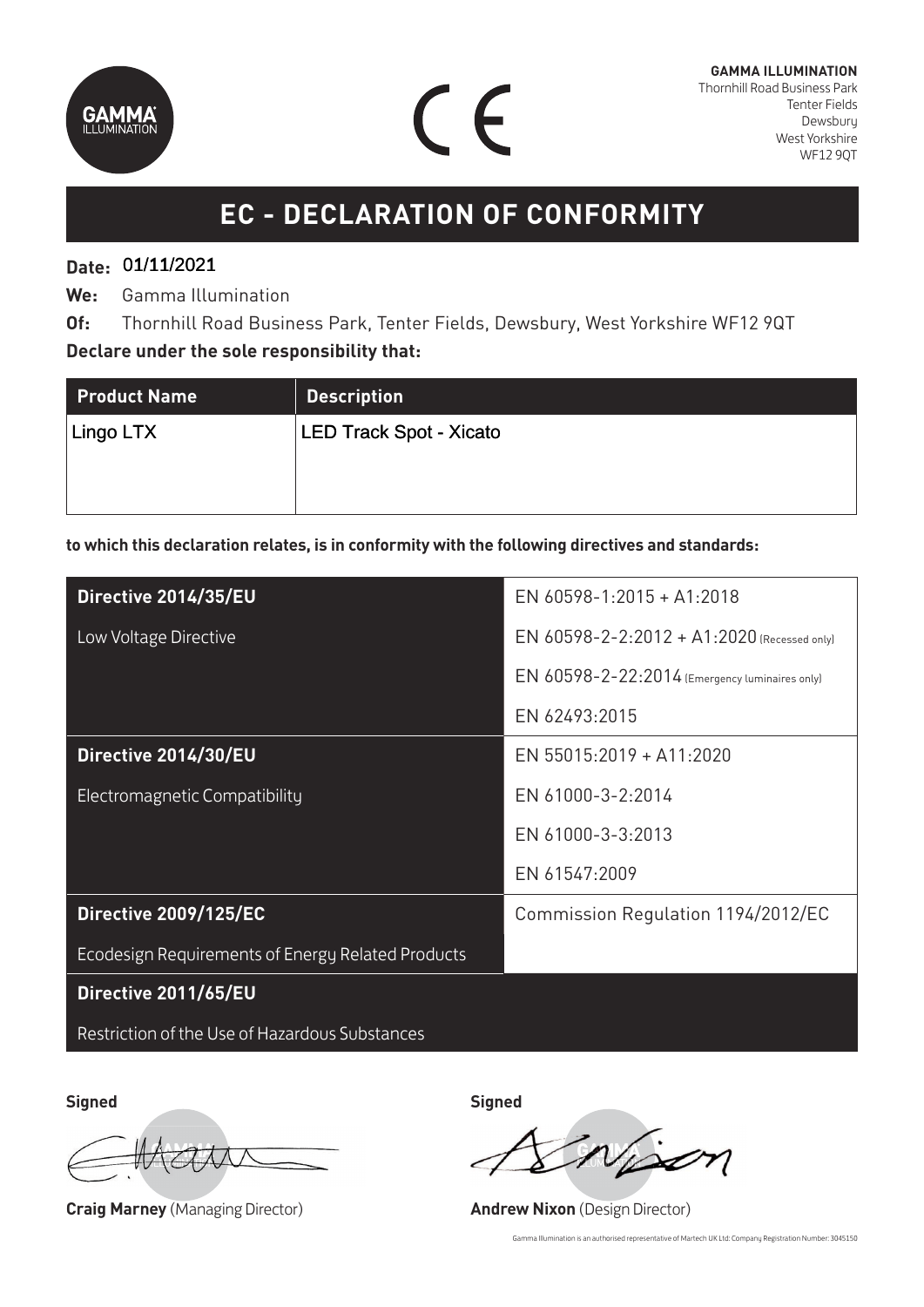**GAMMA ILLUMINATION**
Thornhill Road Business Park
Tenter Fields
Dewsbury
West Yorkshire
WF12 9QT

# EC - DECLARATION OF CONFORMITY

**Date:** 01/11/2021

**We:** Gamma Illumination

**Of:** Thornhill Road Business Park, Tenter Fields, Dewsbury, West Yorkshire WF12 9QT

**Declare under the sole responsibility that:**

| Product Name | Description |
|---|---|
| Lingo LTX | LED Track Spot - Xicato |

**to which this declaration relates, is in conformity with the following directives and standards:**

| Directive | Standards |
|---|---|
| **Directive 2014/35/EU** | EN 60598-1:2015 + A1:2018 |
| Low Voltage Directive | EN 60598-2-2:2012 + A1:2020 (Recessed only) |
| | EN 60598-2-22:2014 (Emergency luminaires only) |
| | EN 62493:2015 |
| **Directive 2014/30/EU** | EN 55015:2019 + A11:2020 |
| Electromagnetic Compatibility | EN 61000-3-2:2014 |
| | EN 61000-3-3:2013 |
| | EN 61547:2009 |
| **Directive 2009/125/EC** | Commission Regulation 1194/2012/EC |
| Ecodesign Requirements of Energy Related Products | |
| **Directive 2011/65/EU** | |
| Restriction of the Use of Hazardous Substances | |

**Signed**

**Craig Marney** (Managing Director)

**Signed**

**Andrew Nixon** (Design Director)

Gamma Illumination is an authorised representative of Martech UK Ltd: Company Registration Number: 3045150